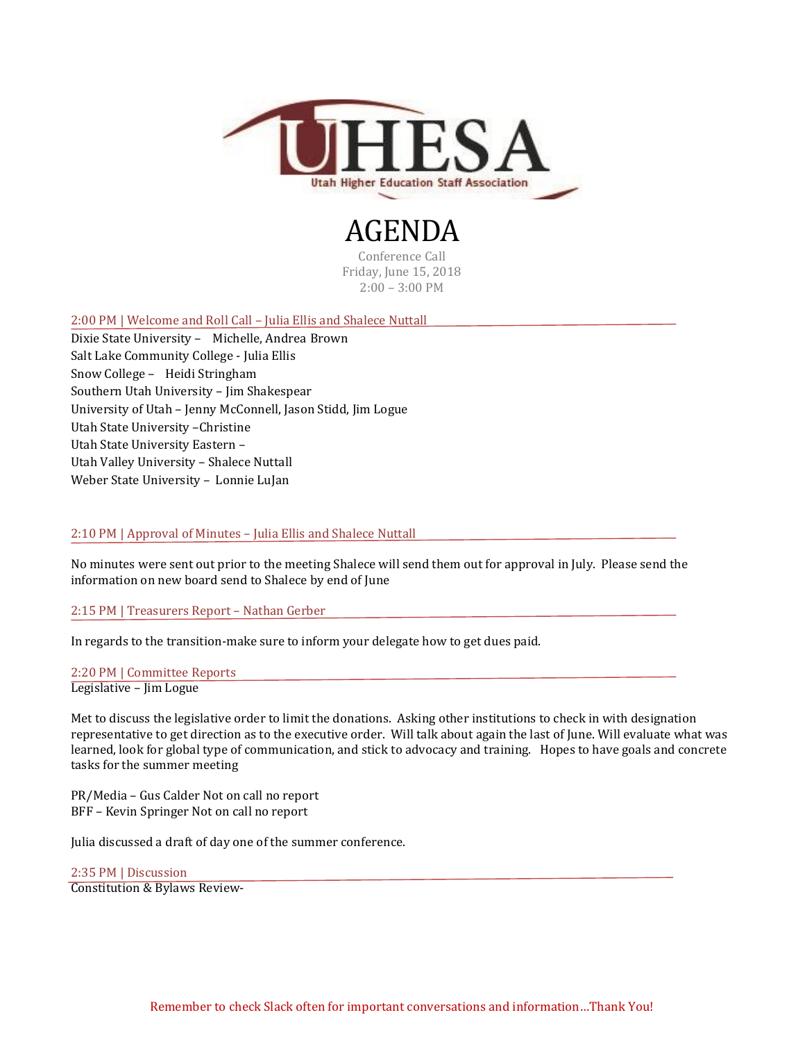UHESA
Utah Higher Education Staff Association

# AGENDA

Conference Call
Friday, June 15, 2018
2:00 – 3:00 PM

## 2:00 PM | Welcome and Roll Call – Julia Ellis and Shalece Nuttall

Dixie State University – Michelle, Andrea Brown
Salt Lake Community College - Julia Ellis
Snow College – Heidi Stringham
Southern Utah University – Jim Shakespear
University of Utah – Jenny McConnell, Jason Stidd, Jim Logue
Utah State University –Christine
Utah State University Eastern –
Utah Valley University – Shalece Nuttall
Weber State University – Lonnie LuJan

## 2:10 PM | Approval of Minutes – Julia Ellis and Shalece Nuttall

No minutes were sent out prior to the meeting Shalece will send them out for approval in July. Please send the information on new board send to Shalece by end of June

## 2:15 PM | Treasurers Report – Nathan Gerber

In regards to the transition-make sure to inform your delegate how to get dues paid.

## 2:20 PM | Committee Reports

Legislative – Jim Logue

Met to discuss the legislative order to limit the donations. Asking other institutions to check in with designation representative to get direction as to the executive order. Will talk about again the last of June. Will evaluate what was learned, look for global type of communication, and stick to advocacy and training. Hopes to have goals and concrete tasks for the summer meeting

PR/Media – Gus Calder Not on call no report
BFF – Kevin Springer Not on call no report

Julia discussed a draft of day one of the summer conference.

## 2:35 PM | Discussion

Constitution & Bylaws Review-

Remember to check Slack often for important conversations and information…Thank You!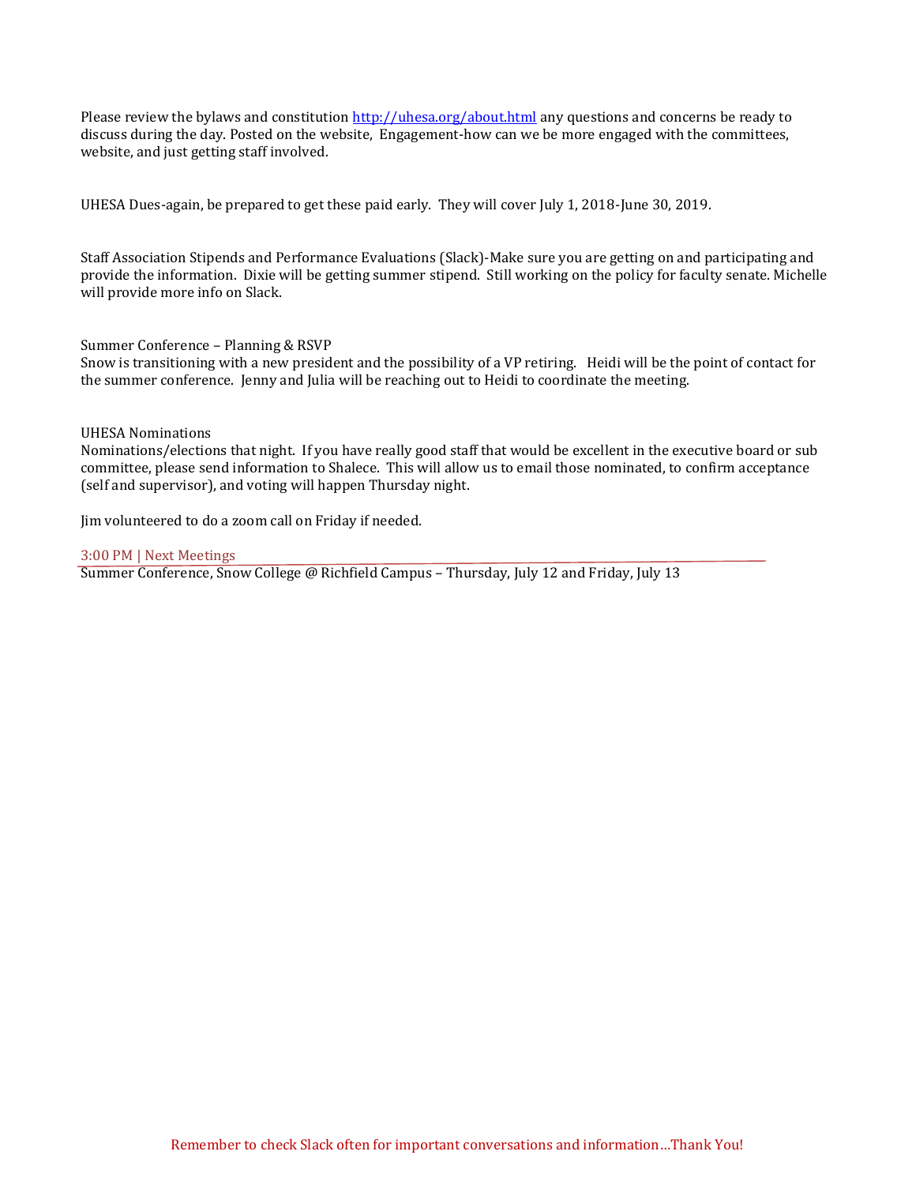Please review the bylaws and constitution http://uhesa.org/about.html any questions and concerns be ready to discuss during the day. Posted on the website, Engagement-how can we be more engaged with the committees, website, and just getting staff involved.

UHESA Dues-again, be prepared to get these paid early. They will cover July 1, 2018-June 30, 2019.

Staff Association Stipends and Performance Evaluations (Slack)-Make sure you are getting on and participating and provide the information. Dixie will be getting summer stipend. Still working on the policy for faculty senate. Michelle will provide more info on Slack.

Summer Conference – Planning & RSVP
Snow is transitioning with a new president and the possibility of a VP retiring. Heidi will be the point of contact for the summer conference. Jenny and Julia will be reaching out to Heidi to coordinate the meeting.

UHESA Nominations
Nominations/elections that night. If you have really good staff that would be excellent in the executive board or sub committee, please send information to Shalece. This will allow us to email those nominated, to confirm acceptance (self and supervisor), and voting will happen Thursday night.

Jim volunteered to do a zoom call on Friday if needed.

## 3:00 PM | Next Meetings

Summer Conference, Snow College @ Richfield Campus – Thursday, July 12 and Friday, July 13

Remember to check Slack often for important conversations and information…Thank You!